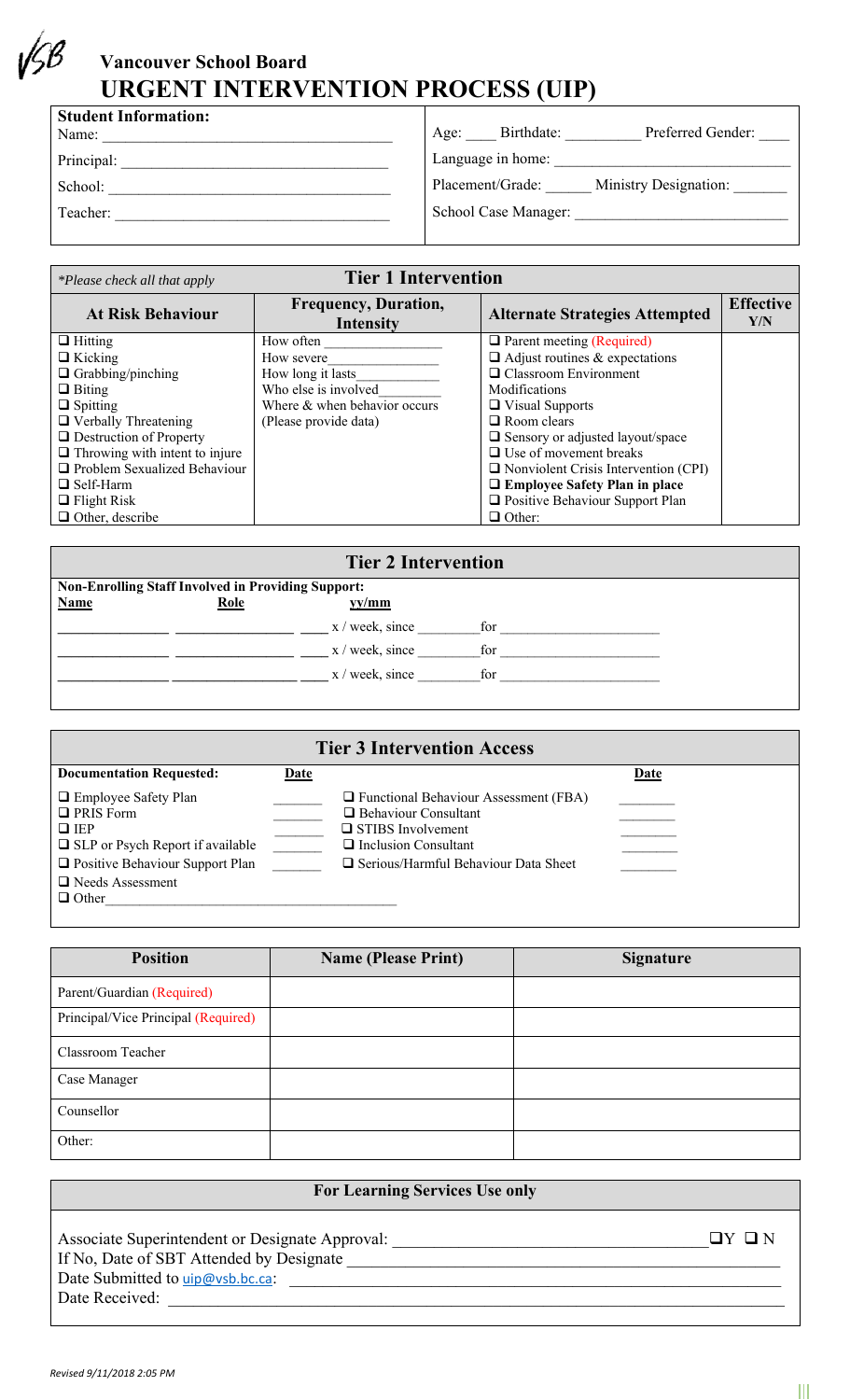VSB

# Vancouver School Board
# URGENT INTERVENTION PROCESS (UIP)

| **Student Information:** | |
|---|---|
| Name: ______________________ | Age: ____ Birthdate: __________ Preferred Gender: ____ |
| Principal: ______________________ | Language in home: ______________________ |
| School: ______________________ | Placement/Grade: ______ Ministry Designation: _______ |
| Teacher: ______________________ | School Case Manager: ______________________ |

## Tier 1 Intervention

*Please check all that apply

| At Risk Behaviour | Frequency, Duration, Intensity | Alternate Strategies Attempted | Effective Y/N |
|---|---|---|---|
| ❑ Hitting<br>❑ Kicking<br>❑ Grabbing/pinching<br>❑ Biting<br>❑ Spitting<br>❑ Verbally Threatening<br>❑ Destruction of Property<br>❑ Throwing with intent to injure<br>❑ Problem Sexualized Behaviour<br>❑ Self-Harm<br>❑ Flight Risk<br>❑ Other, describe | How often ________________<br>How severe________________<br>How long it lasts____________<br>Who else is involved_________<br>Where & when behavior occurs<br>(Please provide data) | ❑ Parent meeting (Required)<br>❑ Adjust routines & expectations<br>❑ Classroom Environment Modifications<br>❑ Visual Supports<br>❑ Room clears<br>❑ Sensory or adjusted layout/space<br>❑ Use of movement breaks<br>❑ Nonviolent Crisis Intervention (CPI)<br>❑ **Employee Safety Plan in place**<br>❑ Positive Behaviour Support Plan<br>❑ Other: | |

## Tier 2 Intervention

**Non-Enrolling Staff Involved in Providing Support:**

| Name | Role | yy/mm |
|---|---|---|
| ______________ | ________________ | ____ x / week, since ________ for ______________________ |
| ______________ | ________________ | ____ x / week, since ________ for ______________________ |
| ______________ | ________________ | ____ x / week, since ________ for ______________________ |

## Tier 3 Intervention Access

| Documentation Requested: | Date | | Date |
|---|---|---|---|
| ❑ Employee Safety Plan | _______ | ❑ Functional Behaviour Assessment (FBA) | ________ |
| ❑ PRIS Form | _______ | ❑ Behaviour Consultant | ________ |
| ❑ IEP | _______ | ❑ STIBS Involvement | ________ |
| ❑ SLP or Psych Report if available | _______ | ❑ Inclusion Consultant | ________ |
| ❑ Positive Behaviour Support Plan | _______ | ❑ Serious/Harmful Behaviour Data Sheet | ________ |
| ❑ Needs Assessment | | | |
| ❑ Other________________________________________ | | | |

| Position | Name (Please Print) | Signature |
|---|---|---|
| Parent/Guardian (Required) | | |
| Principal/Vice Principal (Required) | | |
| Classroom Teacher | | |
| Case Manager | | |
| Counsellor | | |
| Other: | | |

## For Learning Services Use only

Associate Superintendent or Designate Approval: ___________________________________ ❑Y ❑ N

If No, Date of SBT Attended by Designate ___________________________________

Date Submitted to uip@vsb.bc.ca: ___________________________________

Date Received: ___________________________________

*Revised 9/11/2018 2:05 PM*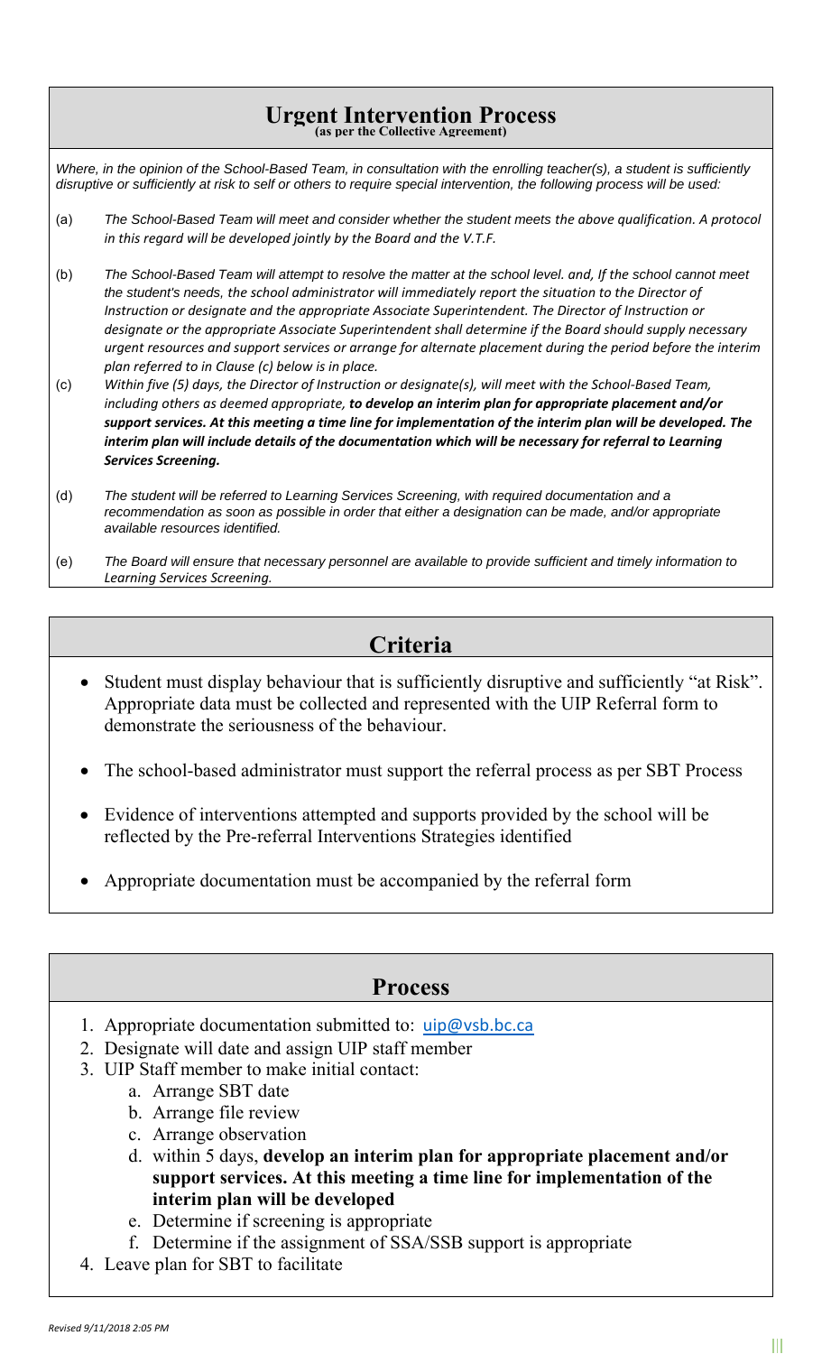# Urgent Intervention Process

**(as per the Collective Agreement)**

*Where, in the opinion of the School-Based Team, in consultation with the enrolling teacher(s), a student is sufficiently disruptive or sufficiently at risk to self or others to require special intervention, the following process will be used:*

(a) *The School-Based Team will meet and consider whether the student meets the above qualification. A protocol in this regard will be developed jointly by the Board and the V.T.F.*

(b) *The School-Based Team will attempt to resolve the matter at the school level. and, If the school cannot meet the student's needs, the school administrator will immediately report the situation to the Director of Instruction or designate and the appropriate Associate Superintendent. The Director of Instruction or designate or the appropriate Associate Superintendent shall determine if the Board should supply necessary urgent resources and support services or arrange for alternate placement during the period before the interim plan referred to in Clause (c) below is in place.*

(c) *Within five (5) days, the Director of Instruction or designate(s), will meet with the School-Based Team, including others as deemed appropriate,* ***to develop an interim plan for appropriate placement and/or support services. At this meeting a time line for implementation of the interim plan will be developed. The interim plan will include details of the documentation which will be necessary for referral to Learning Services Screening.***

(d) *The student will be referred to Learning Services Screening, with required documentation and a recommendation as soon as possible in order that either a designation can be made, and/or appropriate available resources identified.*

(e) *The Board will ensure that necessary personnel are available to provide sufficient and timely information to Learning Services Screening.*

## Criteria

- Student must display behaviour that is sufficiently disruptive and sufficiently "at Risk". Appropriate data must be collected and represented with the UIP Referral form to demonstrate the seriousness of the behaviour.
- The school-based administrator must support the referral process as per SBT Process
- Evidence of interventions attempted and supports provided by the school will be reflected by the Pre-referral Interventions Strategies identified
- Appropriate documentation must be accompanied by the referral form

## Process

1. Appropriate documentation submitted to: uip@vsb.bc.ca
2. Designate will date and assign UIP staff member
3. UIP Staff member to make initial contact:
   a. Arrange SBT date
   b. Arrange file review
   c. Arrange observation
   d. within 5 days, **develop an interim plan for appropriate placement and/or support services. At this meeting a time line for implementation of the interim plan will be developed**
   e. Determine if screening is appropriate
   f. Determine if the assignment of SSA/SSB support is appropriate
4. Leave plan for SBT to facilitate

*Revised 9/11/2018 2:05 PM*